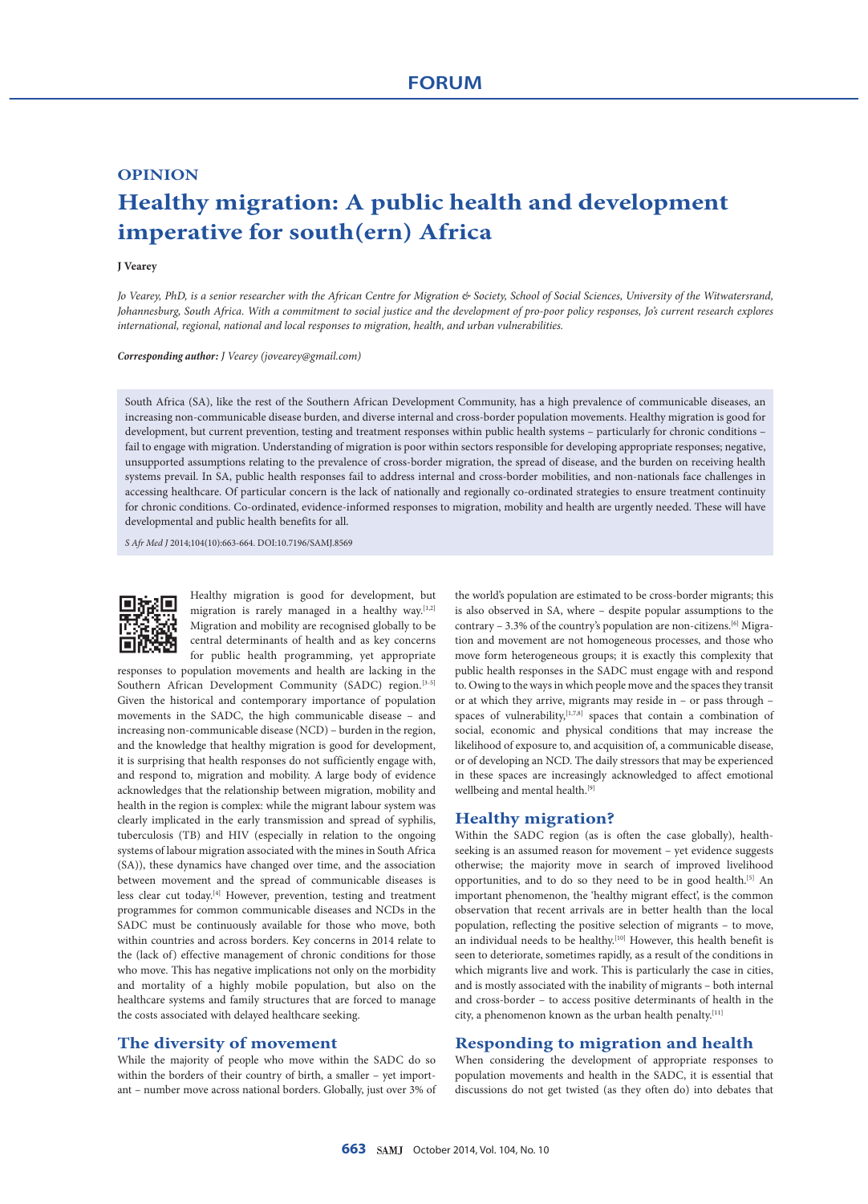FORUM

OPINION

# Healthy migration: A public health and development imperative for south(ern) Africa

**J Vearey**

*Jo Vearey, PhD, is a senior researcher with the African Centre for Migration & Society, School of Social Sciences, University of the Witwatersrand, Johannesburg, South Africa. With a commitment to social justice and the development of pro-poor policy responses, Jo's current research explores international, regional, national and local responses to migration, health, and urban vulnerabilities.*

***Corresponding author:*** *J Vearey (jovearey@gmail.com)*

South Africa (SA), like the rest of the Southern African Development Community, has a high prevalence of communicable diseases, an increasing non-communicable disease burden, and diverse internal and cross-border population movements. Healthy migration is good for development, but current prevention, testing and treatment responses within public health systems – particularly for chronic conditions – fail to engage with migration. Understanding of migration is poor within sectors responsible for developing appropriate responses; negative, unsupported assumptions relating to the prevalence of cross-border migration, the spread of disease, and the burden on receiving health systems prevail. In SA, public health responses fail to address internal and cross-border mobilities, and non-nationals face challenges in accessing healthcare. Of particular concern is the lack of nationally and regionally co-ordinated strategies to ensure treatment continuity for chronic conditions. Co-ordinated, evidence-informed responses to migration, mobility and health are urgently needed. These will have developmental and public health benefits for all.

*S Afr Med J* 2014;104(10):663-664. DOI:10.7196/SAMJ.8569

Healthy migration is good for development, but migration is rarely managed in a healthy way.[1,2] Migration and mobility are recognised globally to be central determinants of health and as key concerns for public health programming, yet appropriate responses to population movements and health are lacking in the Southern African Development Community (SADC) region.[3-5] Given the historical and contemporary importance of population movements in the SADC, the high communicable disease – and increasing non-communicable disease (NCD) – burden in the region, and the knowledge that healthy migration is good for development, it is surprising that health responses do not sufficiently engage with, and respond to, migration and mobility. A large body of evidence acknowledges that the relationship between migration, mobility and health in the region is complex: while the migrant labour system was clearly implicated in the early transmission and spread of syphilis, tuberculosis (TB) and HIV (especially in relation to the ongoing systems of labour migration associated with the mines in South Africa (SA)), these dynamics have changed over time, and the association between movement and the spread of communicable diseases is less clear cut today.[4] However, prevention, testing and treatment programmes for common communicable diseases and NCDs in the SADC must be continuously available for those who move, both within countries and across borders. Key concerns in 2014 relate to the (lack of) effective management of chronic conditions for those who move. This has negative implications not only on the morbidity and mortality of a highly mobile population, but also on the healthcare systems and family structures that are forced to manage the costs associated with delayed healthcare seeking.

## The diversity of movement

While the majority of people who move within the SADC do so within the borders of their country of birth, a smaller – yet important – number move across national borders. Globally, just over 3% of the world's population are estimated to be cross-border migrants; this is also observed in SA, where – despite popular assumptions to the contrary – 3.3% of the country's population are non-citizens.[6] Migration and movement are not homogeneous processes, and those who move form heterogeneous groups; it is exactly this complexity that public health responses in the SADC must engage with and respond to. Owing to the ways in which people move and the spaces they transit or at which they arrive, migrants may reside in – or pass through – spaces of vulnerability,[1,7,8] spaces that contain a combination of social, economic and physical conditions that may increase the likelihood of exposure to, and acquisition of, a communicable disease, or of developing an NCD. The daily stressors that may be experienced in these spaces are increasingly acknowledged to affect emotional wellbeing and mental health.[9]

## Healthy migration?

Within the SADC region (as is often the case globally), health-seeking is an assumed reason for movement – yet evidence suggests otherwise; the majority move in search of improved livelihood opportunities, and to do so they need to be in good health.[5] An important phenomenon, the 'healthy migrant effect', is the common observation that recent arrivals are in better health than the local population, reflecting the positive selection of migrants – to move, an individual needs to be healthy.[10] However, this health benefit is seen to deteriorate, sometimes rapidly, as a result of the conditions in which migrants live and work. This is particularly the case in cities, and is mostly associated with the inability of migrants – both internal and cross-border – to access positive determinants of health in the city, a phenomenon known as the urban health penalty.[11]

## Responding to migration and health

When considering the development of appropriate responses to population movements and health in the SADC, it is essential that discussions do not get twisted (as they often do) into debates that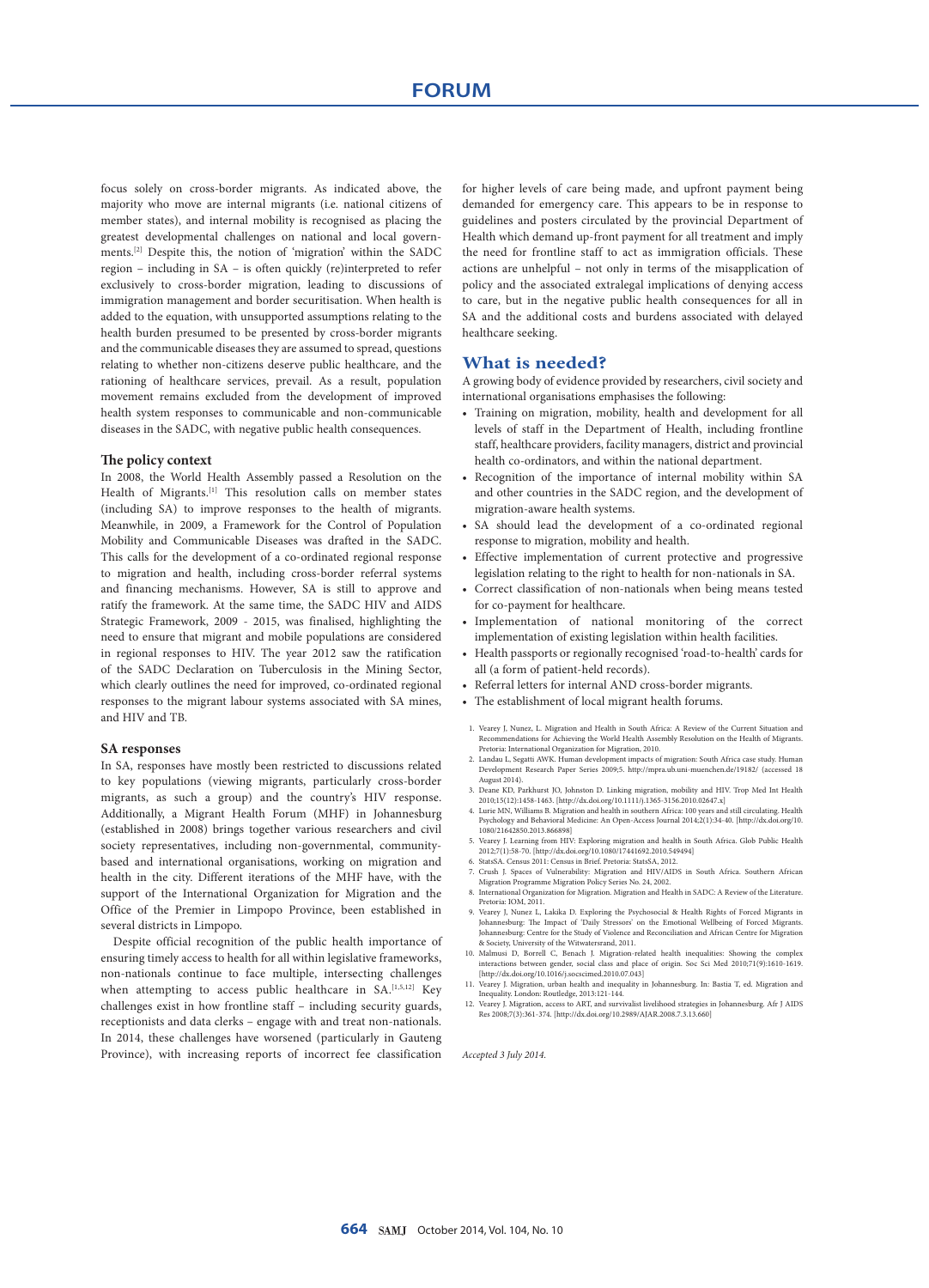focus solely on cross-border migrants. As indicated above, the majority who move are internal migrants (i.e. national citizens of member states), and internal mobility is recognised as placing the greatest developmental challenges on national and local governments.[2] Despite this, the notion of 'migration' within the SADC region – including in SA – is often quickly (re)interpreted to refer exclusively to cross-border migration, leading to discussions of immigration management and border securitisation. When health is added to the equation, with unsupported assumptions relating to the health burden presumed to be presented by cross-border migrants and the communicable diseases they are assumed to spread, questions relating to whether non-citizens deserve public healthcare, and the rationing of healthcare services, prevail. As a result, population movement remains excluded from the development of improved health system responses to communicable and non-communicable diseases in the SADC, with negative public health consequences.

### The policy context

In 2008, the World Health Assembly passed a Resolution on the Health of Migrants.[1] This resolution calls on member states (including SA) to improve responses to the health of migrants. Meanwhile, in 2009, a Framework for the Control of Population Mobility and Communicable Diseases was drafted in the SADC. This calls for the development of a co-ordinated regional response to migration and health, including cross-border referral systems and financing mechanisms. However, SA is still to approve and ratify the framework. At the same time, the SADC HIV and AIDS Strategic Framework, 2009 - 2015, was finalised, highlighting the need to ensure that migrant and mobile populations are considered in regional responses to HIV. The year 2012 saw the ratification of the SADC Declaration on Tuberculosis in the Mining Sector, which clearly outlines the need for improved, co-ordinated regional responses to the migrant labour systems associated with SA mines, and HIV and TB.

### SA responses

In SA, responses have mostly been restricted to discussions related to key populations (viewing migrants, particularly cross-border migrants, as such a group) and the country's HIV response. Additionally, a Migrant Health Forum (MHF) in Johannesburg (established in 2008) brings together various researchers and civil society representatives, including non-governmental, community-based and international organisations, working on migration and health in the city. Different iterations of the MHF have, with the support of the International Organization for Migration and the Office of the Premier in Limpopo Province, been established in several districts in Limpopo.

Despite official recognition of the public health importance of ensuring timely access to health for all within legislative frameworks, non-nationals continue to face multiple, intersecting challenges when attempting to access public healthcare in SA.[1,5,12] Key challenges exist in how frontline staff – including security guards, receptionists and data clerks – engage with and treat non-nationals. In 2014, these challenges have worsened (particularly in Gauteng Province), with increasing reports of incorrect fee classification for higher levels of care being made, and upfront payment being demanded for emergency care. This appears to be in response to guidelines and posters circulated by the provincial Department of Health which demand up-front payment for all treatment and imply the need for frontline staff to act as immigration officials. These actions are unhelpful – not only in terms of the misapplication of policy and the associated extralegal implications of denying access to care, but in the negative public health consequences for all in SA and the additional costs and burdens associated with delayed healthcare seeking.

## What is needed?

A growing body of evidence provided by researchers, civil society and international organisations emphasises the following:

- Training on migration, mobility, health and development for all levels of staff in the Department of Health, including frontline staff, healthcare providers, facility managers, district and provincial health co-ordinators, and within the national department.
- Recognition of the importance of internal mobility within SA and other countries in the SADC region, and the development of migration-aware health systems.
- SA should lead the development of a co-ordinated regional response to migration, mobility and health.
- Effective implementation of current protective and progressive legislation relating to the right to health for non-nationals in SA.
- Correct classification of non-nationals when being means tested for co-payment for healthcare.
- Implementation of national monitoring of the correct implementation of existing legislation within health facilities.
- Health passports or regionally recognised 'road-to-health' cards for all (a form of patient-held records).
- Referral letters for internal AND cross-border migrants.
- The establishment of local migrant health forums.

1. Vearey J, Nunez, L. Migration and Health in South Africa: A Review of the Current Situation and Recommendations for Achieving the World Health Assembly Resolution on the Health of Migrants. Pretoria: International Organization for Migration, 2010.
2. Landau L, Segatti AWK. Human development impacts of migration: South Africa case study. Human Development Research Paper Series 2009;5. http://mpra.ub.uni-muenchen.de/19182/ (accessed 18 August 2014).
3. Deane KD, Parkhurst JO, Johnston D. Linking migration, mobility and HIV. Trop Med Int Health 2010;15(12):1458-1463. [http://dx.doi.org/10.1111/j.1365-3156.2010.02647.x]
4. Lurie MN, Williams B. Migration and health in southern Africa: 100 years and still circulating. Health Psychology and Behavioral Medicine: An Open-Access Journal 2014;2(1):34-40. [http://dx.doi.org/10.1080/21642850.2013.866898]
5. Vearey J. Learning from HIV: Exploring migration and health in South Africa. Glob Public Health 2012;7(1):58-70. [http://dx.doi.org/10.1080/17441692.2010.549494]
6. StatsSA. Census 2011: Census in Brief. Pretoria: StatsSA, 2012.
7. Crush J. Spaces of Vulnerability: Migration and HIV/AIDS in South Africa. Southern African Migration Programme Migration Policy Series No. 24, 2002.
8. International Organization for Migration. Migration and Health in SADC: A Review of the Literature. Pretoria: IOM, 2011.
9. Vearey J, Nunez L, Lakika D. Exploring the Psychosocial & Health Rights of Forced Migrants in Johannesburg: The Impact of 'Daily Stressors' on the Emotional Wellbeing of Forced Migrants. Johannesburg: Centre for the Study of Violence and Reconciliation and African Centre for Migration & Society, University of the Witwatersrand, 2011.
10. Malmusi D, Borrell C, Benach J. Migration-related health inequalities: Showing the complex interactions between gender, social class and place of origin. Soc Sci Med 2010;71(9):1610-1619. [http://dx.doi.org/10.1016/j.socscimed.2010.07.043]
11. Vearey J. Migration, urban health and inequality in Johannesburg. In: Bastia T, ed. Migration and Inequality. London: Routledge, 2013:121-144.
12. Vearey J. Migration, access to ART, and survivalist livelihood strategies in Johannesburg. Afr J AIDS Res 2008;7(3):361-374. [http://dx.doi.org/10.2989/AJAR.2008.7.3.13.660]

*Accepted 3 July 2014.*